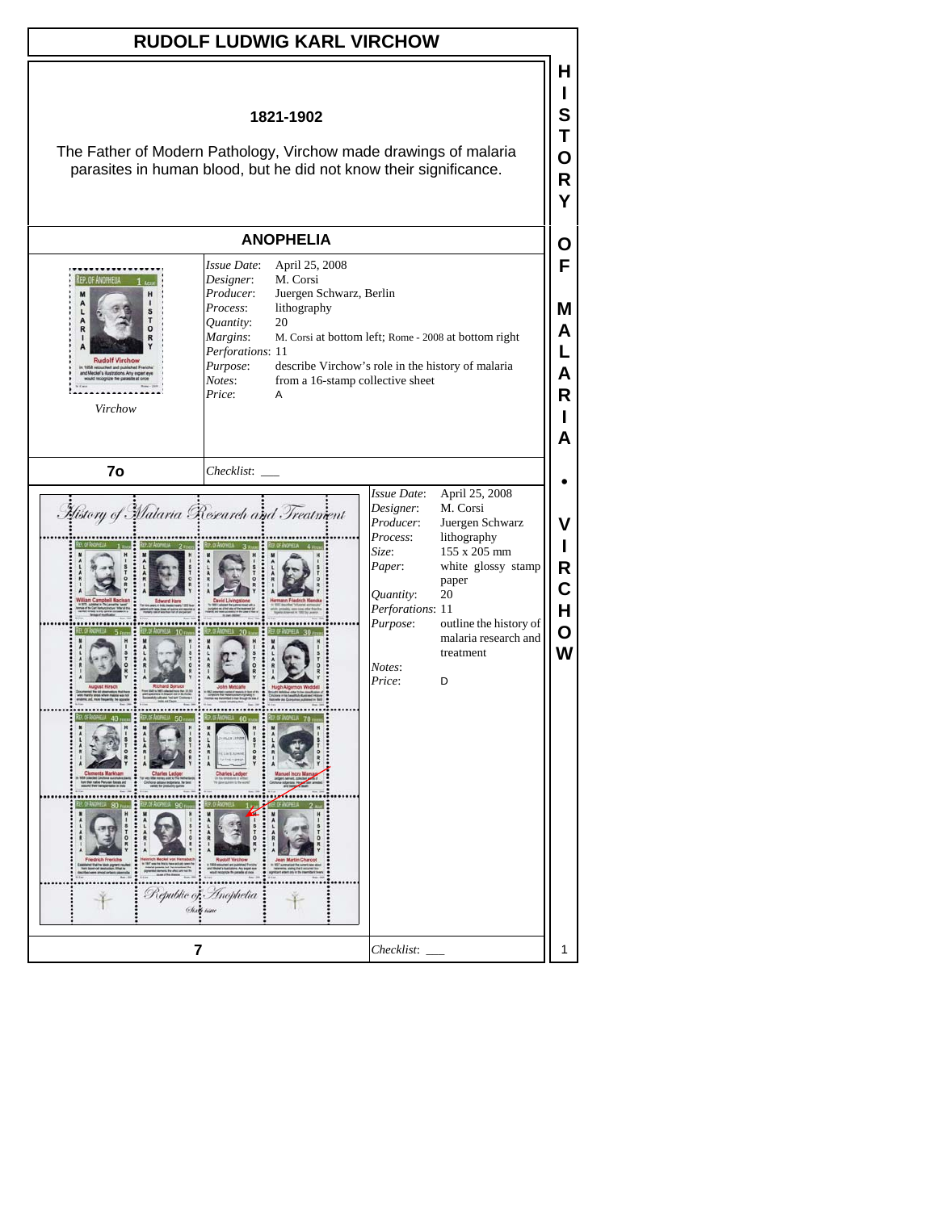# RUDOLF LUDWIG KARL VIRCHOW

**1821-1902**

The Father of Modern Pathology, Virchow made drawings of malaria parasites in human blood, but he did not know their significance.

## ANOPHELIA

*Virchow*

| | |
|---|---|
| *Issue Date*: | April 25, 2008 |
| *Designer*: | M. Corsi |
| *Producer*: | Juergen Schwarz, Berlin |
| *Process*: | lithography |
| *Quantity*: | 20 |
| *Margins*: | M. Corsi at bottom left; Rome - 2008 at bottom right |
| *Perforations*: | 11 |
| *Purpose*: | describe Virchow's role in the history of malaria |
| *Notes*: | from a 16-stamp collective sheet |
| *Price*: | A |

**7o** *Checklist*: ___

| | |
|---|---|
| *Issue Date*: | April 25, 2008 |
| *Designer*: | M. Corsi |
| *Producer*: | Juergen Schwarz |
| *Process*: | lithography |
| *Size*: | 155 x 205 mm |
| *Paper*: | white glossy stamp paper |
| *Quantity*: | 20 |
| *Perforations*: | 11 |
| *Purpose*: | outline the history of malaria research and treatment |
| *Notes*: | |
| *Price*: | D |

**7** *Checklist*: ___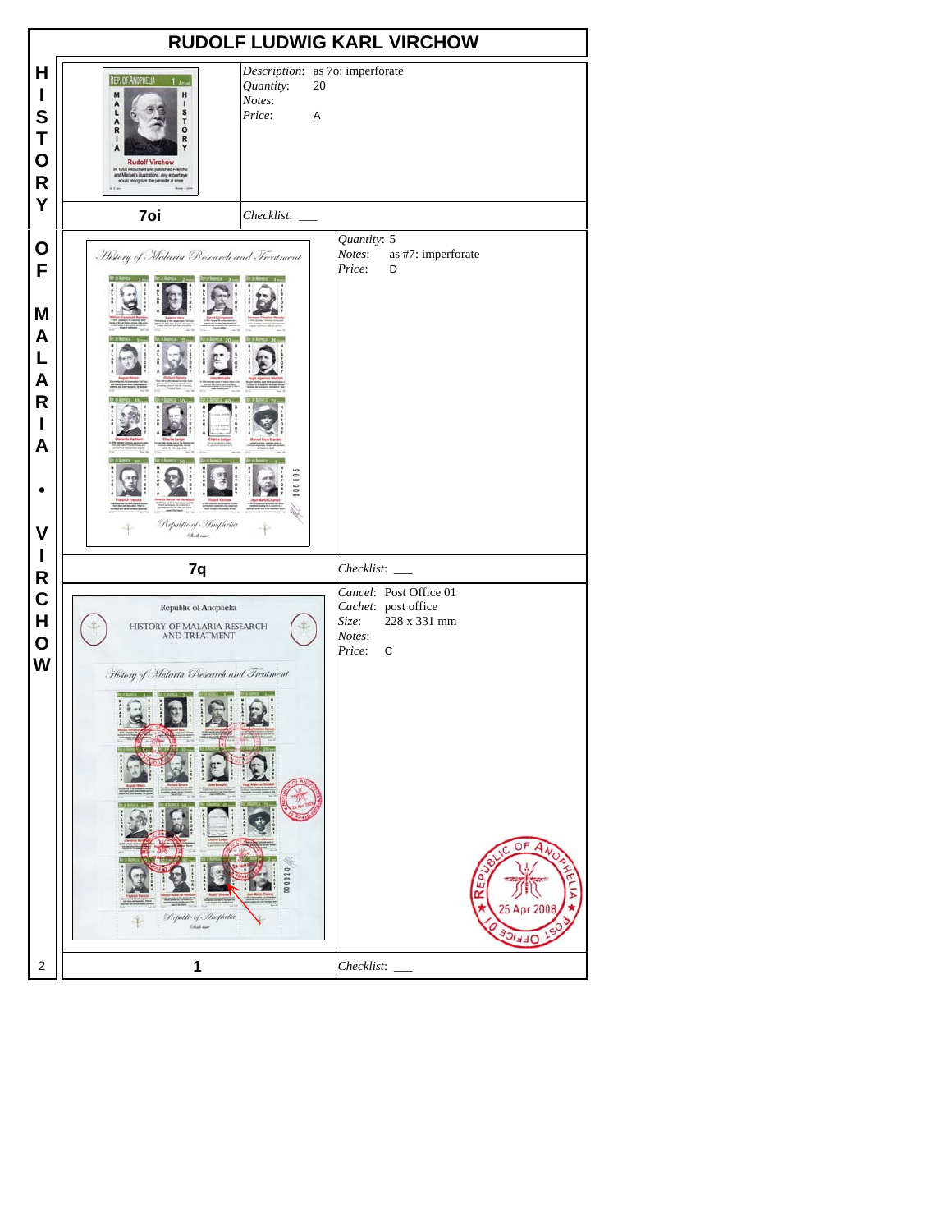# RUDOLF LUDWIG KARL VIRCHOW

HISTORY OF MALARIA • VIRCHOW

| 7oi | |
|---|---|
| *Description*: as 7o: imperforate<br>*Quantity*: 20<br>*Notes*:<br>*Price*: A | *Checklist*: ___ |

| 7q | |
|---|---|
| *Quantity*: 5<br>*Notes*: as #7: imperforate<br>*Price*: D | *Checklist*: ___ |

| 1 | |
|---|---|
| *Cancel*: Post Office 01<br>*Cachet*: post office<br>*Size*: 228 x 331 mm<br>*Notes*:<br>*Price*: C | *Checklist*: ___ |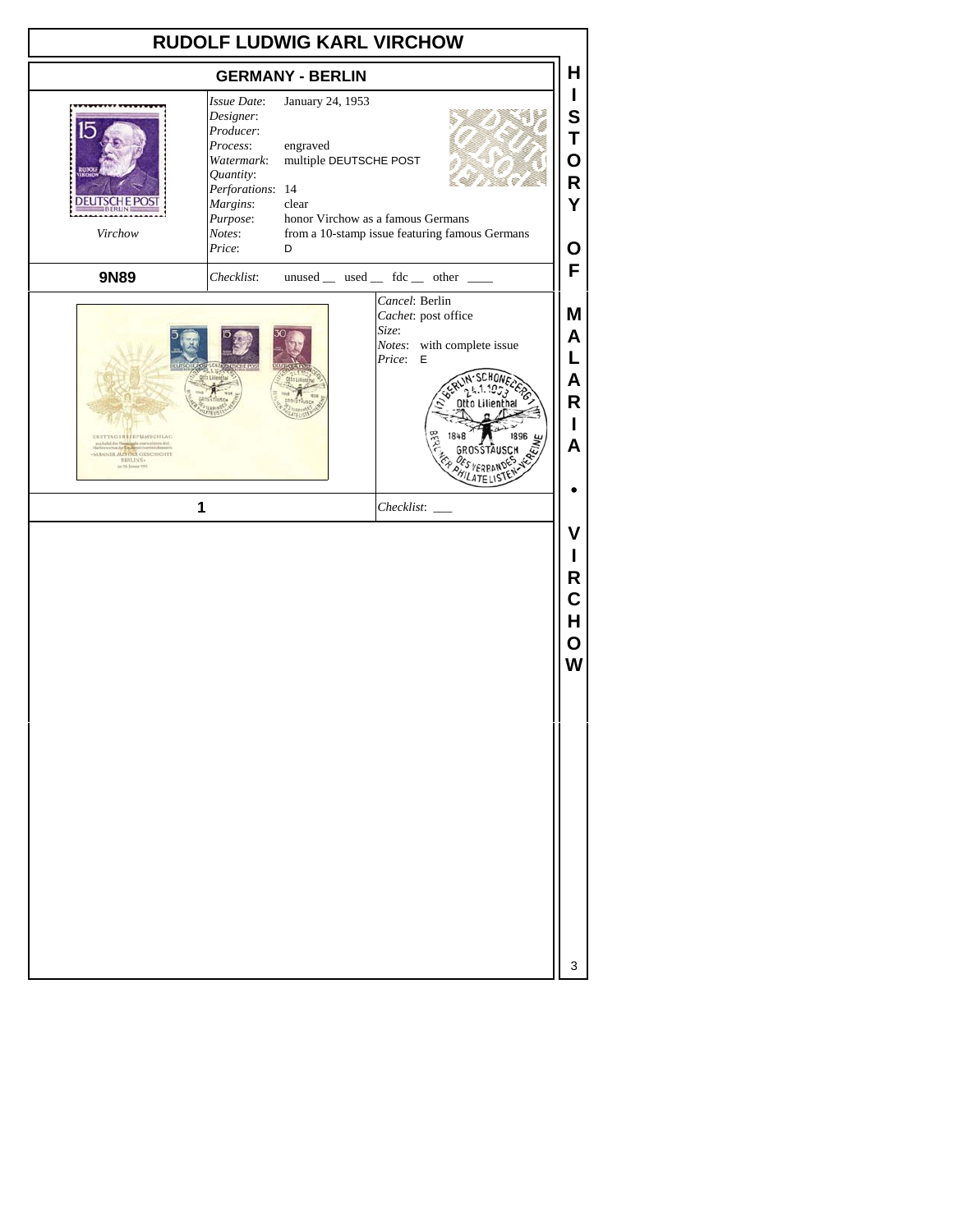# RUDOLF LUDWIG KARL VIRCHOW

## GERMANY - BERLIN

Virchow

*Issue Date*: January 24, 1953
*Designer*:
*Producer*:
*Process*: engraved
*Watermark*: multiple DEUTSCHE POST
*Quantity*:
*Perforations*: 14
*Margins*: clear
*Purpose*: honor Virchow as a famous Germans
*Notes*: from a 10-stamp issue featuring famous Germans
*Price*: D

**9N89**

*Checklist*: unused __ used __ fdc __ other ____

*Cancel*: Berlin
*Cachet*: post office
*Size*:
*Notes*: with complete issue
*Price*: E

**1**

*Checklist*: ___

HISTORY OF MALARIA • VIRCHOW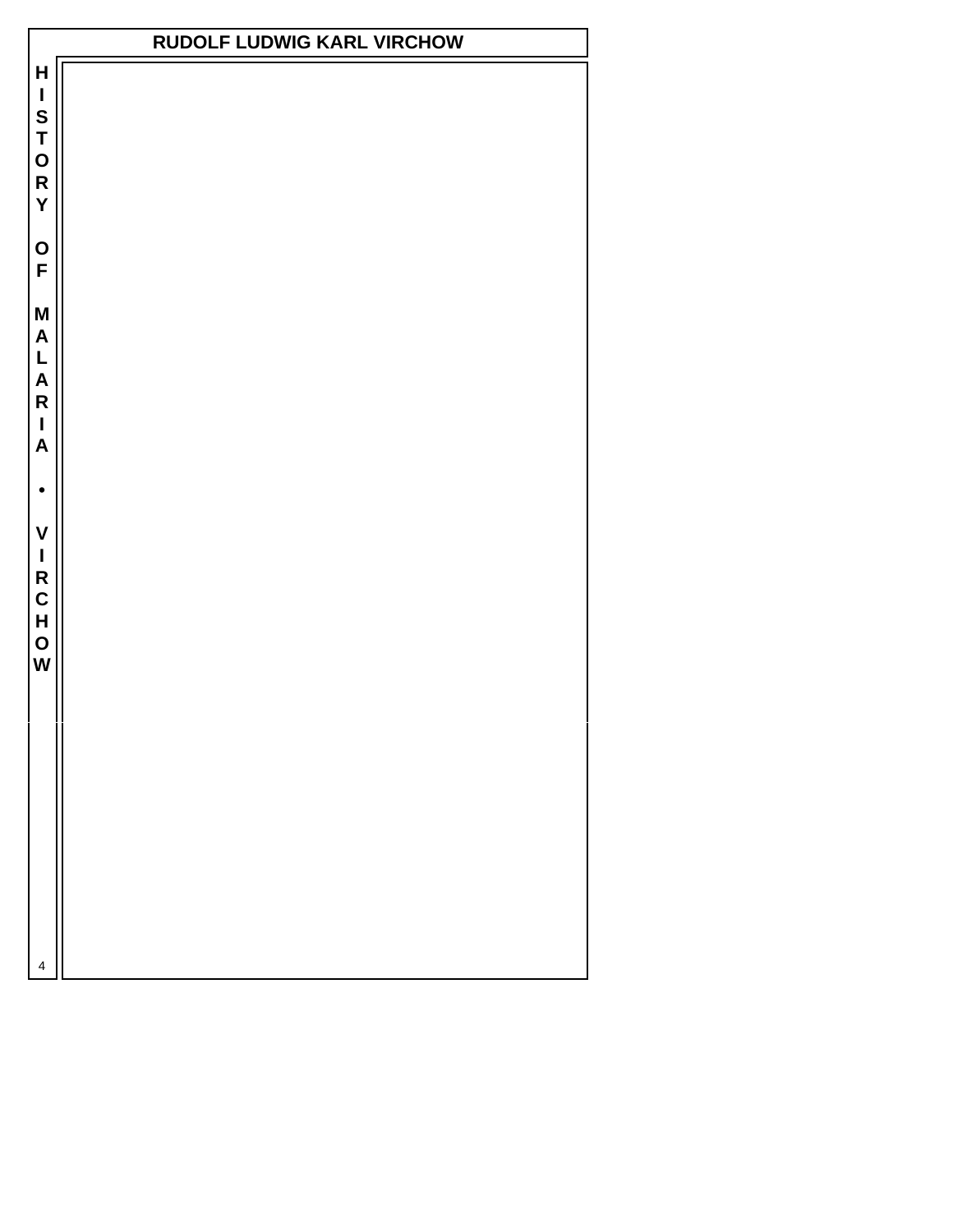# RUDOLF LUDWIG KARL VIRCHOW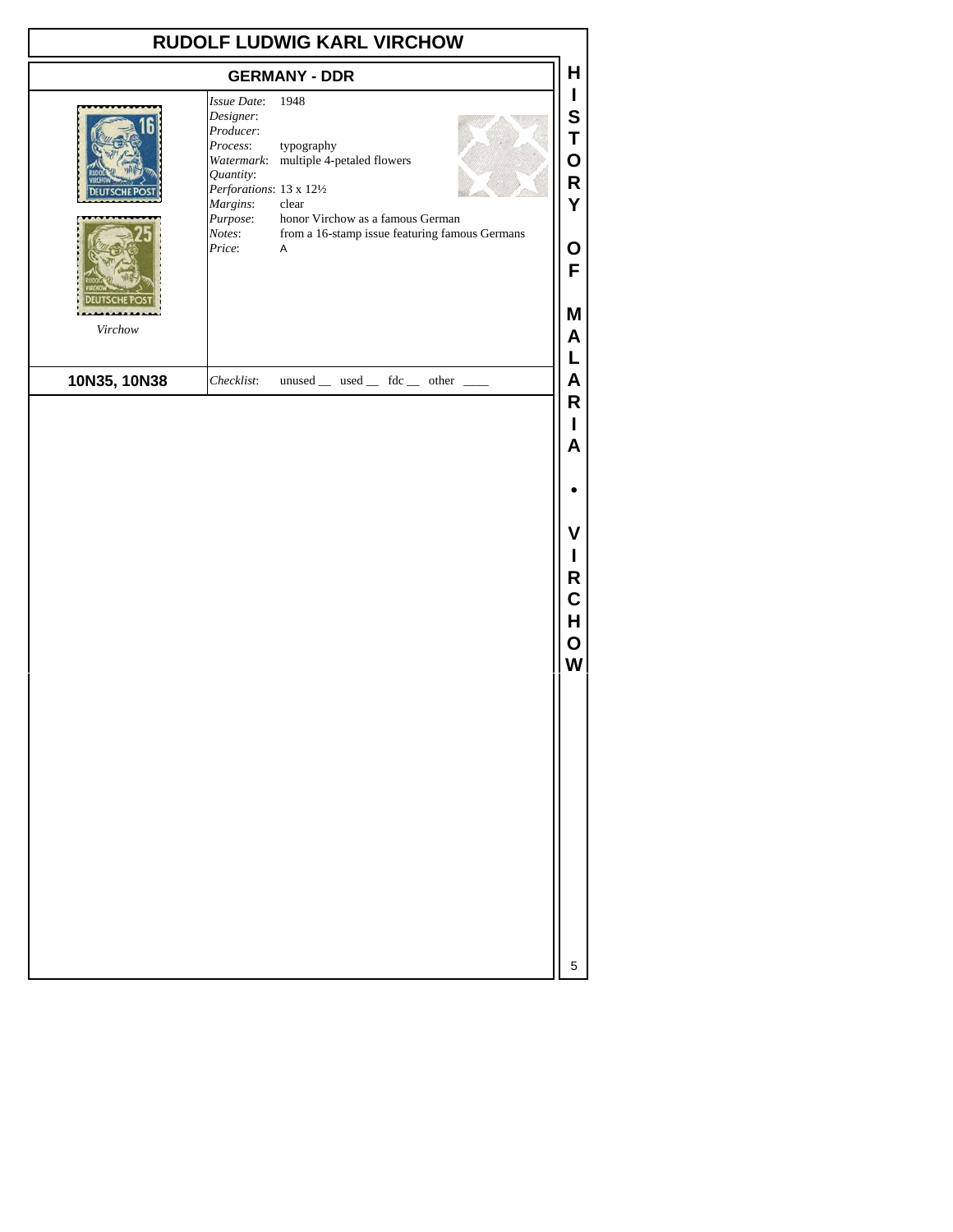# RUDOLF LUDWIG KARL VIRCHOW

## GERMANY - DDR

*Virchow*

*Issue Date*: 1948
*Designer*:
*Producer*:
*Process*: typography
*Watermark*: multiple 4-petaled flowers
*Quantity*:
*Perforations*: 13 x 12½
*Margins*: clear
*Purpose*: honor Virchow as a famous German
*Notes*: from a 16-stamp issue featuring famous Germans
*Price*: A

**10N35, 10N38**

*Checklist*: unused __ used __ fdc __ other ____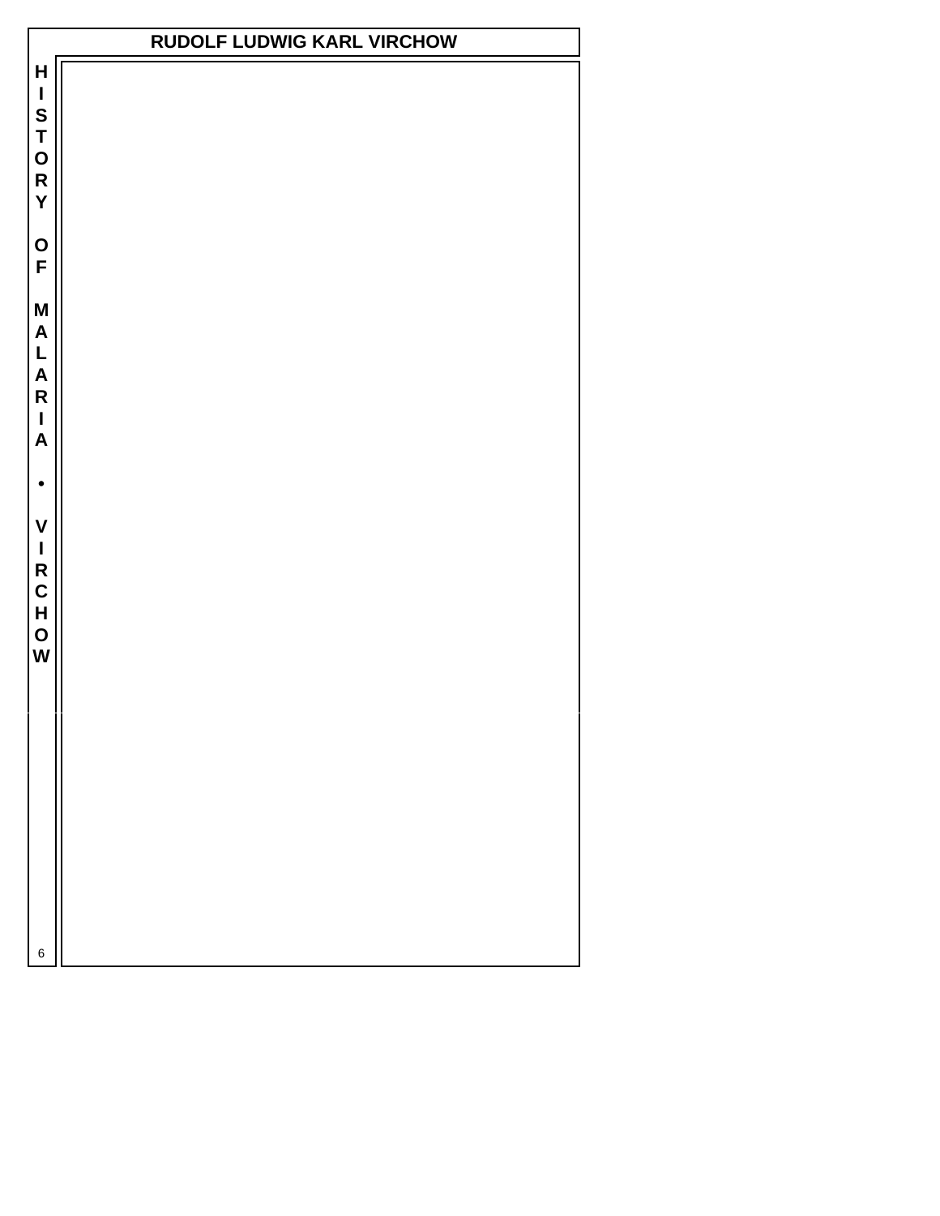# RUDOLF LUDWIG KARL VIRCHOW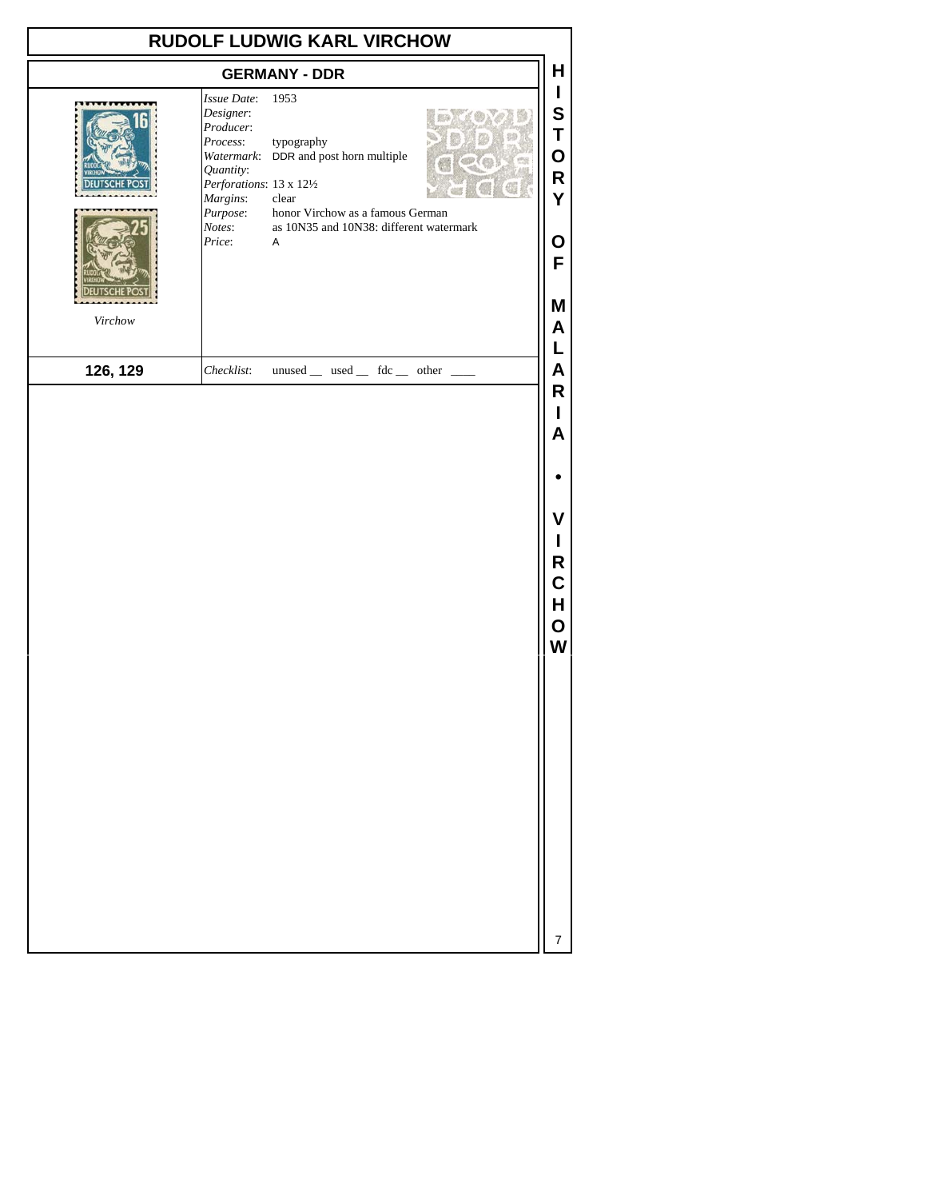# RUDOLF LUDWIG KARL VIRCHOW

## GERMANY - DDR

*Issue Date*: 1953
*Designer*:
*Producer*:
*Process*: typography
*Watermark*: DDR and post horn multiple
*Quantity*:
*Perforations*: 13 x 12½
*Margins*: clear
*Purpose*: honor Virchow as a famous German
*Notes*: as 10N35 and 10N38: different watermark
*Price*: A

*Virchow*

**126, 129**

*Checklist*: unused __ used __ fdc __ other ____

**HISTORY OF MALARIA • VIRCHOW**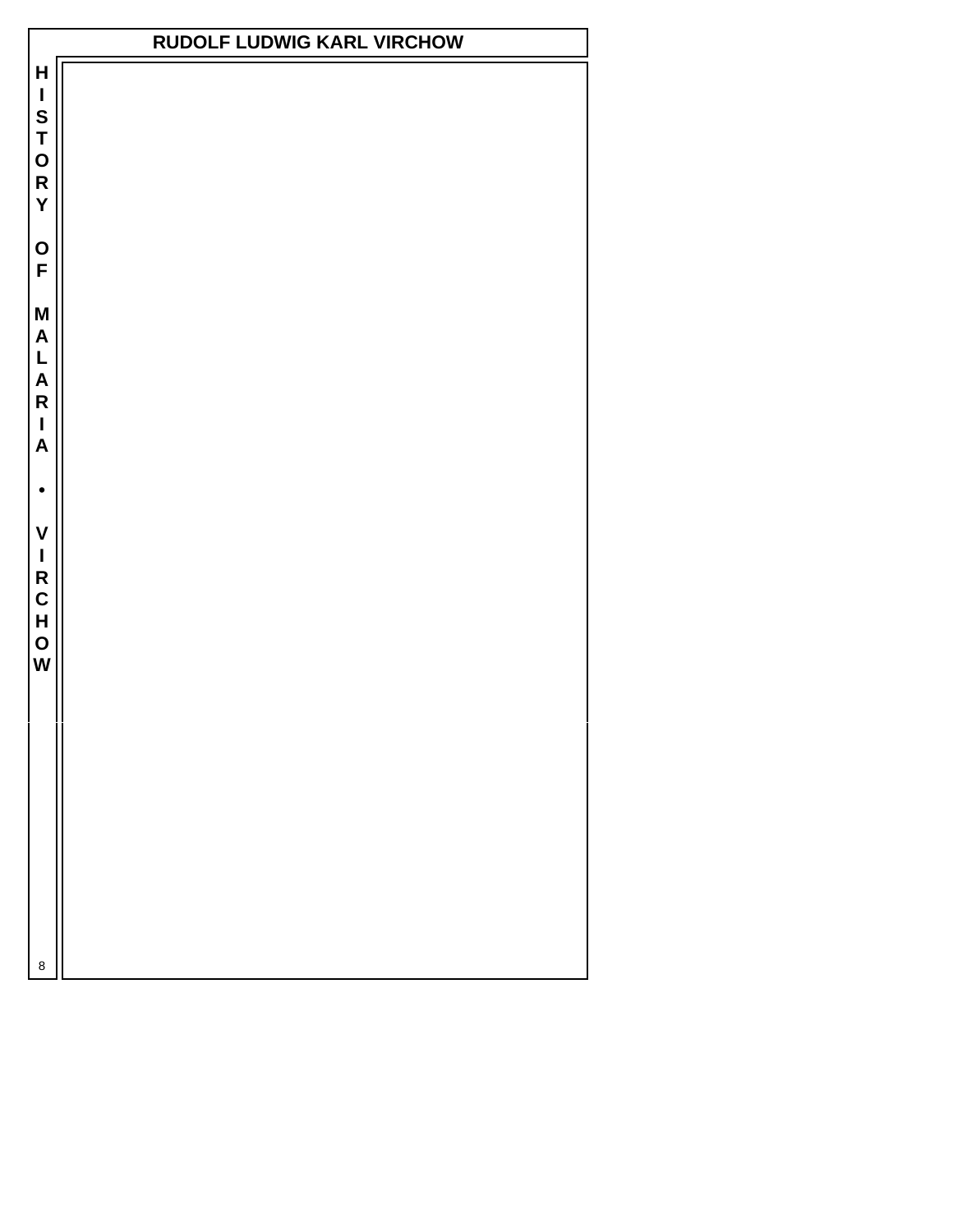# RUDOLF LUDWIG KARL VIRCHOW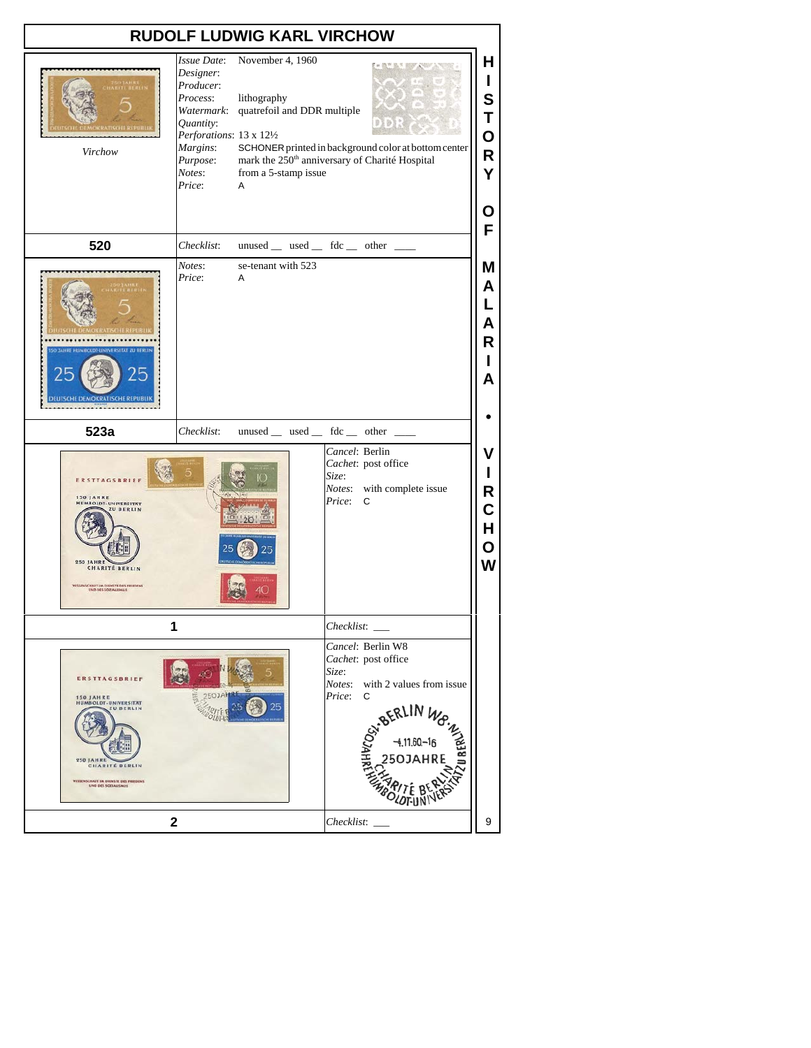# RUDOLF LUDWIG KARL VIRCHOW

Virchow

*Issue Date*: November 4, 1960
*Designer*:
*Producer*:
*Process*: lithography
*Watermark*: quatrefoil and DDR multiple
*Quantity*:
*Perforations*: 13 x 12½
*Margins*: SCHONER printed in background color at bottom center
*Purpose*: mark the 250th anniversary of Charité Hospital
*Notes*: from a 5-stamp issue
*Price*: A

**520**

*Checklist*: unused __ used __ fdc __ other ____

*Notes*: se-tenant with 523
*Price*: A

**523a**

*Checklist*: unused __ used __ fdc __ other ____

*Cancel*: Berlin
*Cachet*: post office
*Size*:
*Notes*: with complete issue
*Price*: C

**1**

*Checklist*: ___

*Cancel*: Berlin W8
*Cachet*: post office
*Size*:
*Notes*: with 2 values from issue
*Price*: C

**2**

*Checklist*: ___

HISTORY OF MALARIA • VIRCHOW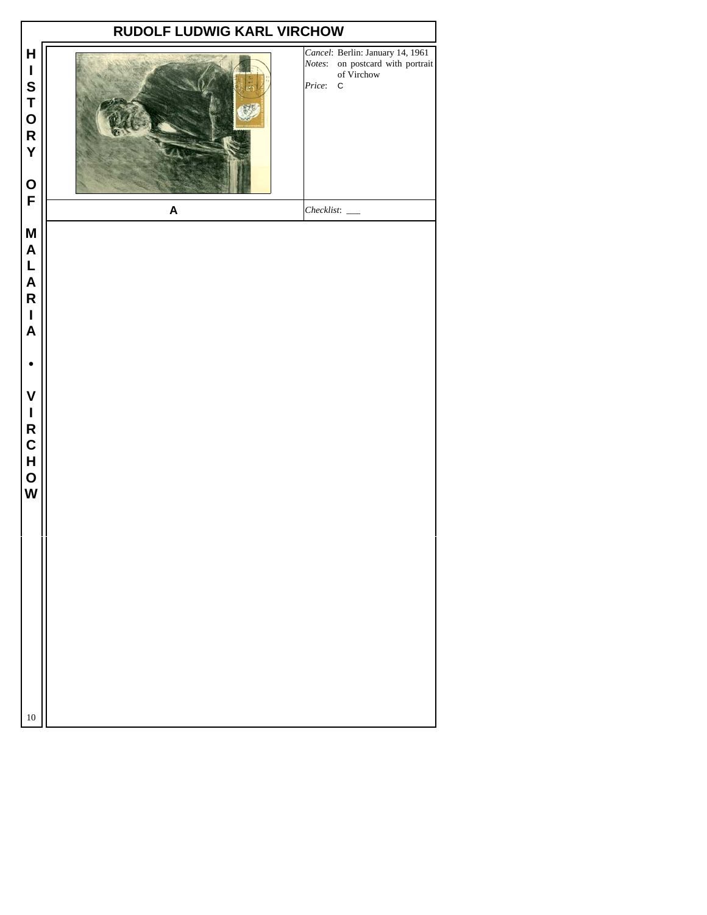# RUDOLF LUDWIG KARL VIRCHOW

*Cancel*: Berlin: January 14, 1961
*Notes*: on postcard with portrait of Virchow
*Price*: C

**A**

*Checklist*: ___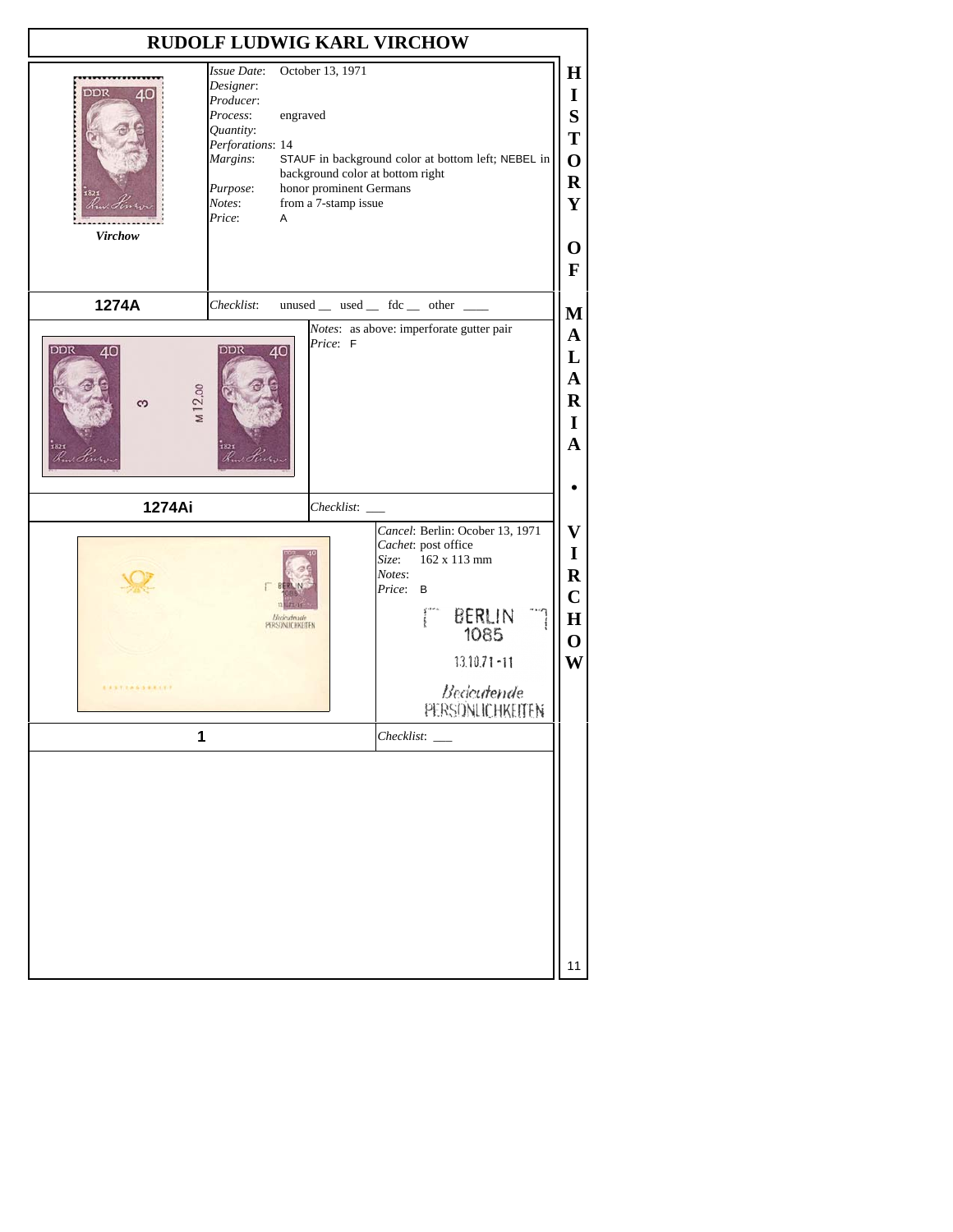# RUDOLF LUDWIG KARL VIRCHOW

*Virchow*

*Issue Date*: October 13, 1971
*Designer*:
*Producer*:
*Process*: engraved
*Quantity*:
*Perforations*: 14
*Margins*: STAUF in background color at bottom left; NEBEL in background color at bottom right
*Purpose*: honor prominent Germans
*Notes*: from a 7-stamp issue
*Price*: A

**1274A**

*Checklist*: unused __ used __ fdc __ other ____

*Notes*: as above: imperforate gutter pair
*Price*: F

**1274Ai**

*Checklist*: ___

*Cancel*: Berlin: Ocober 13, 1971
*Cachet*: post office
*Size*: 162 x 113 mm
*Notes*:
*Price*: B

BERLIN 1085
13.10.71-11
Bedeutende PERSÖNLICHKEITEN

**1**

*Checklist*: ___

HISTORY OF MALARIA • VIRCHOW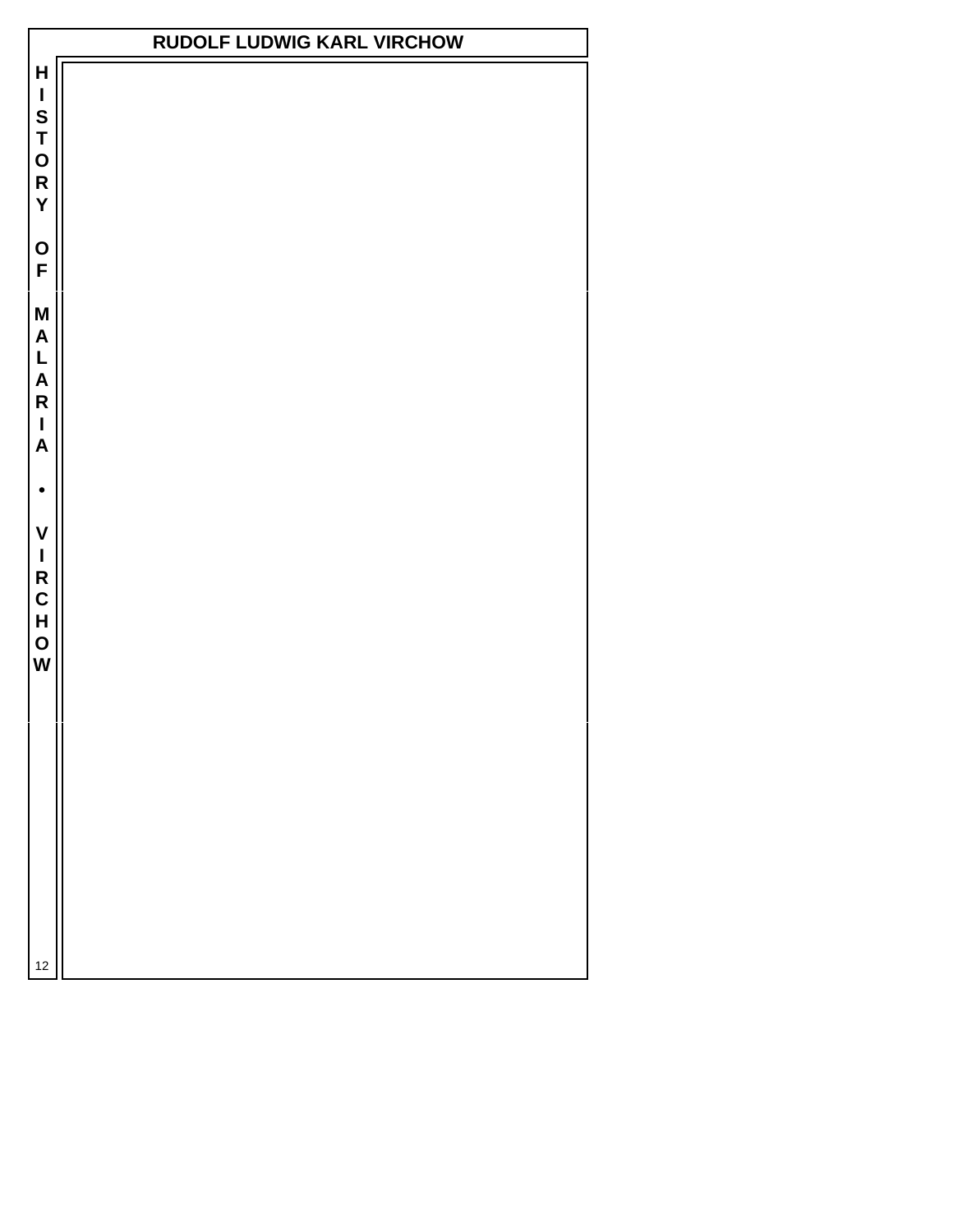# RUDOLF LUDWIG KARL VIRCHOW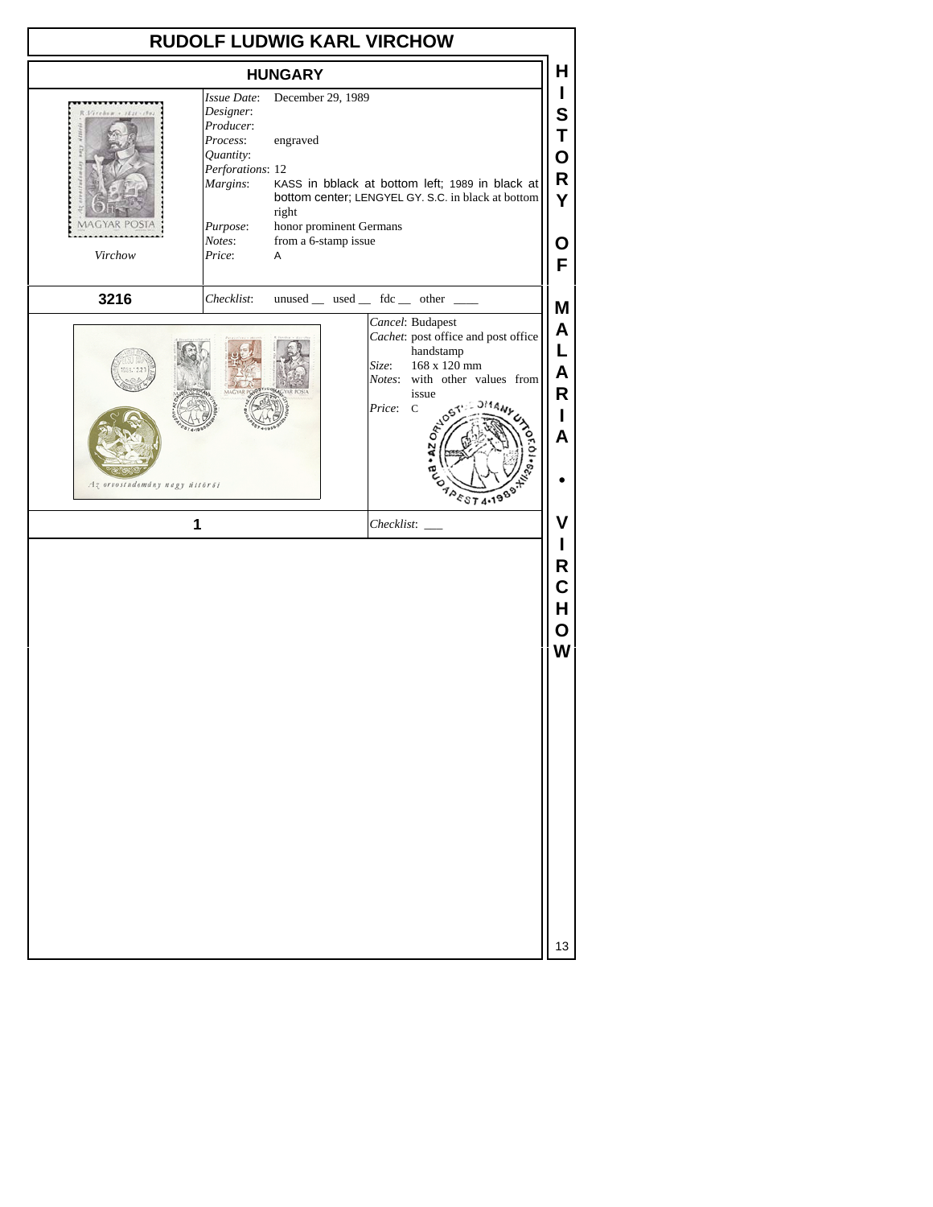# RUDOLF LUDWIG KARL VIRCHOW

## HUNGARY

*Virchow*

*Issue Date*: December 29, 1989
*Designer*:
*Producer*:
*Process*: engraved
*Quantity*:
*Perforations*: 12
*Margins*: KASS in bblack at bottom left; 1989 in black at bottom center; LENGYEL GY. S.C. in black at bottom right
*Purpose*: honor prominent Germans
*Notes*: from a 6-stamp issue
*Price*: A

**3216**

*Checklist*: unused __ used __ fdc __ other ____

Az orvostudomány nagy úttörői

*Cancel*: Budapest
*Cachet*: post office and post office handstamp
*Size*: 168 x 120 mm
*Notes*: with other values from issue
*Price*: C

**1**

*Checklist*: ___

HISTORY OF MALARIA • VIRCHOW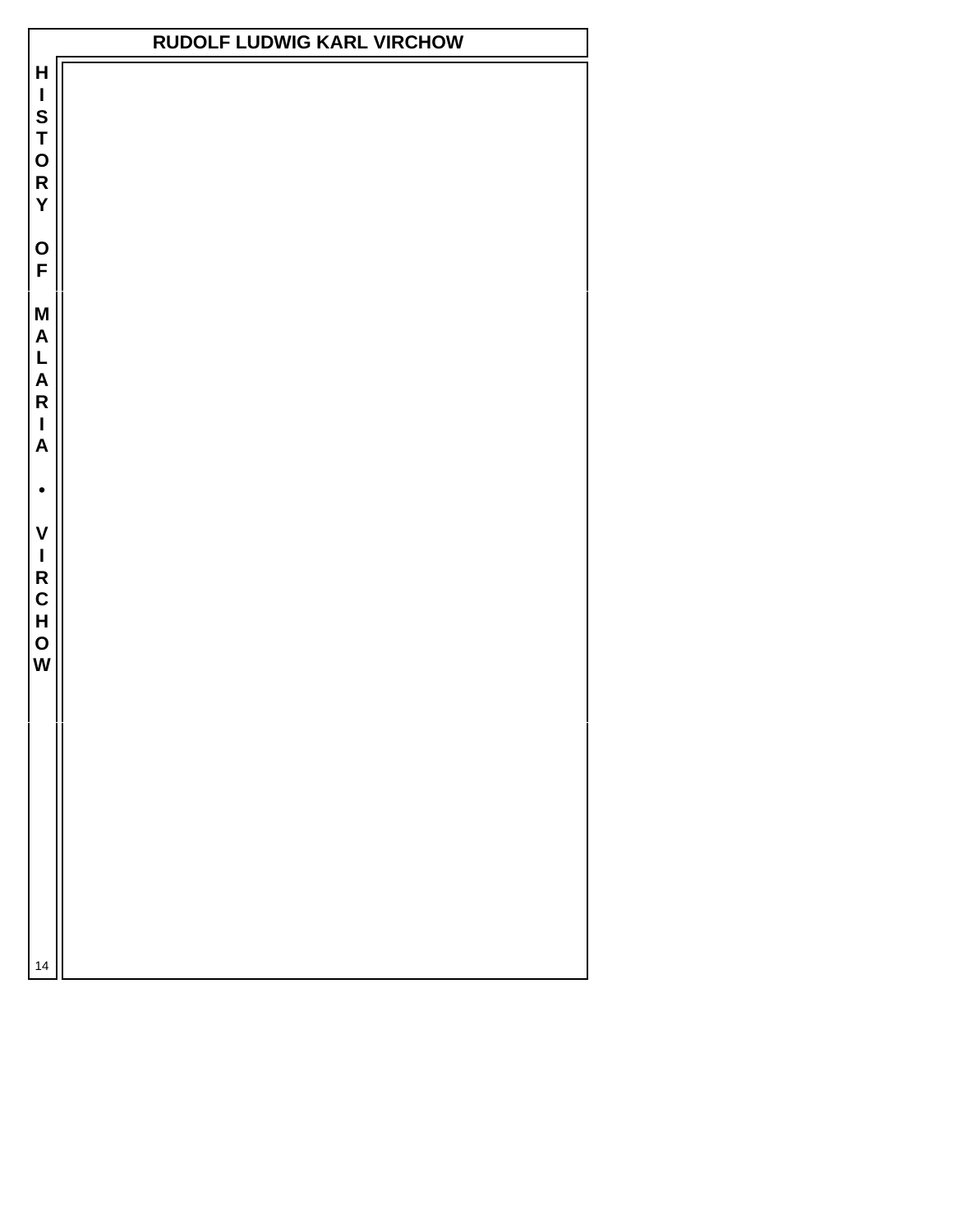# RUDOLF LUDWIG KARL VIRCHOW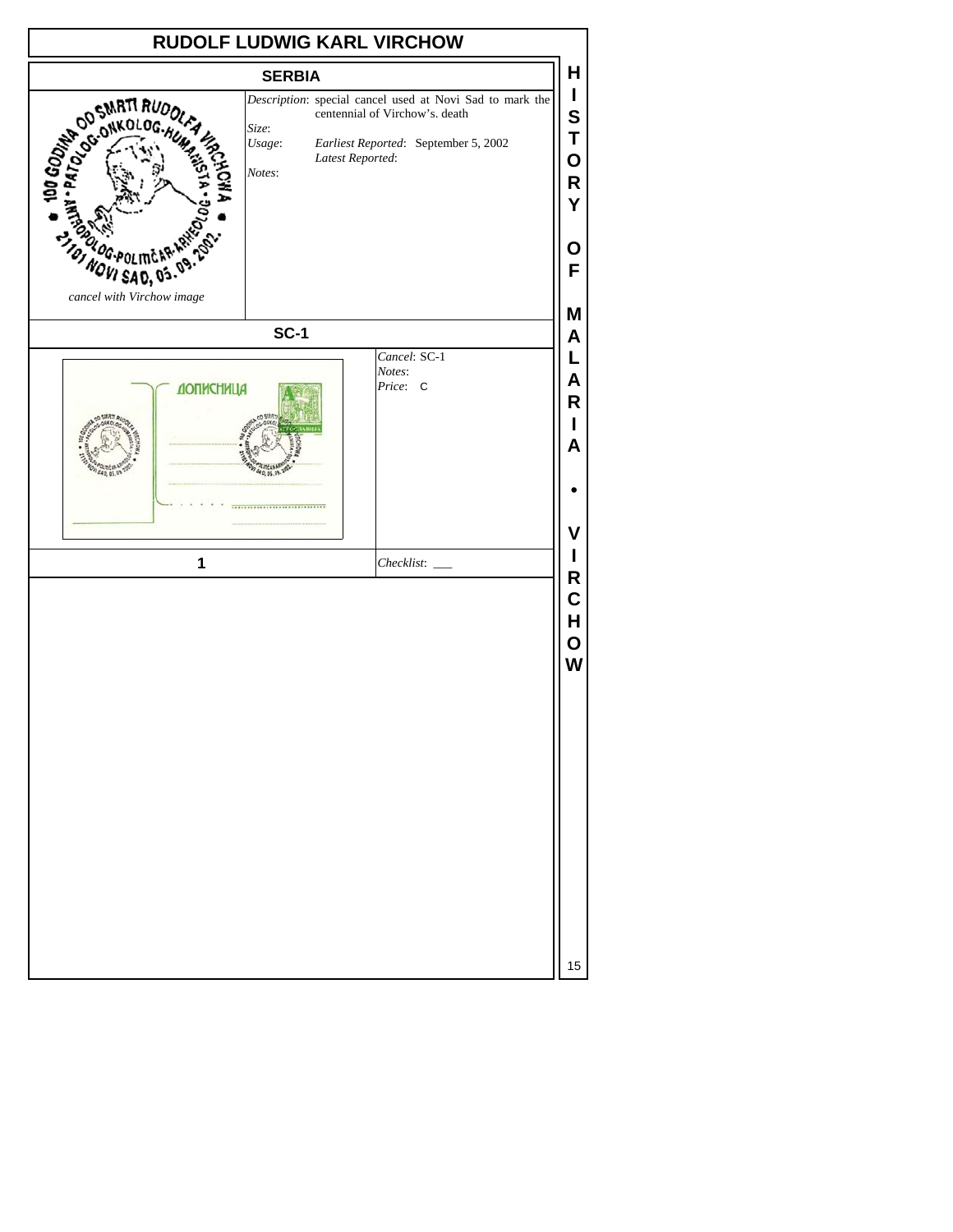# RUDOLF LUDWIG KARL VIRCHOW

## SERBIA

cancel with Virchow image

*Description*: special cancel used at Novi Sad to mark the centennial of Virchow's. death

*Size*:

*Usage*: *Earliest Reported*: September 5, 2002

*Latest Reported*:

*Notes*:

## SC-1

*Cancel*: SC-1

*Notes*:

*Price*: C

**1**

*Checklist*: \_\_\_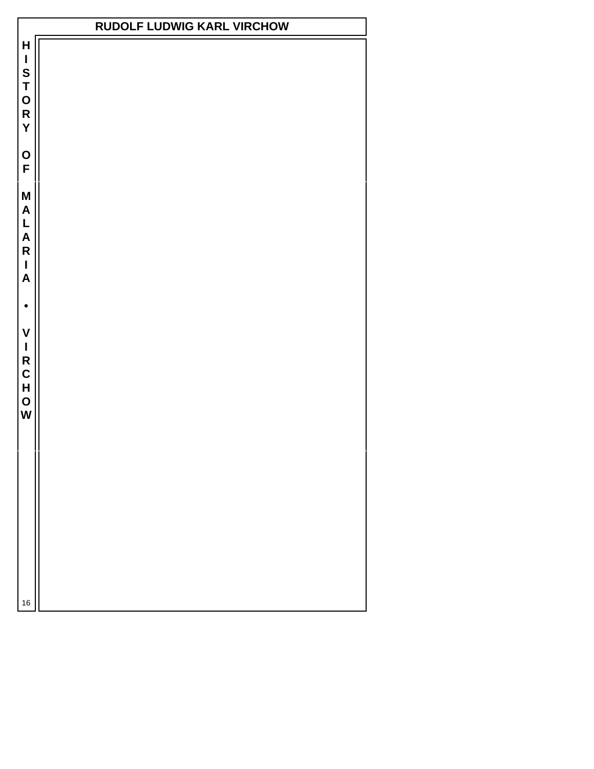# RUDOLF LUDWIG KARL VIRCHOW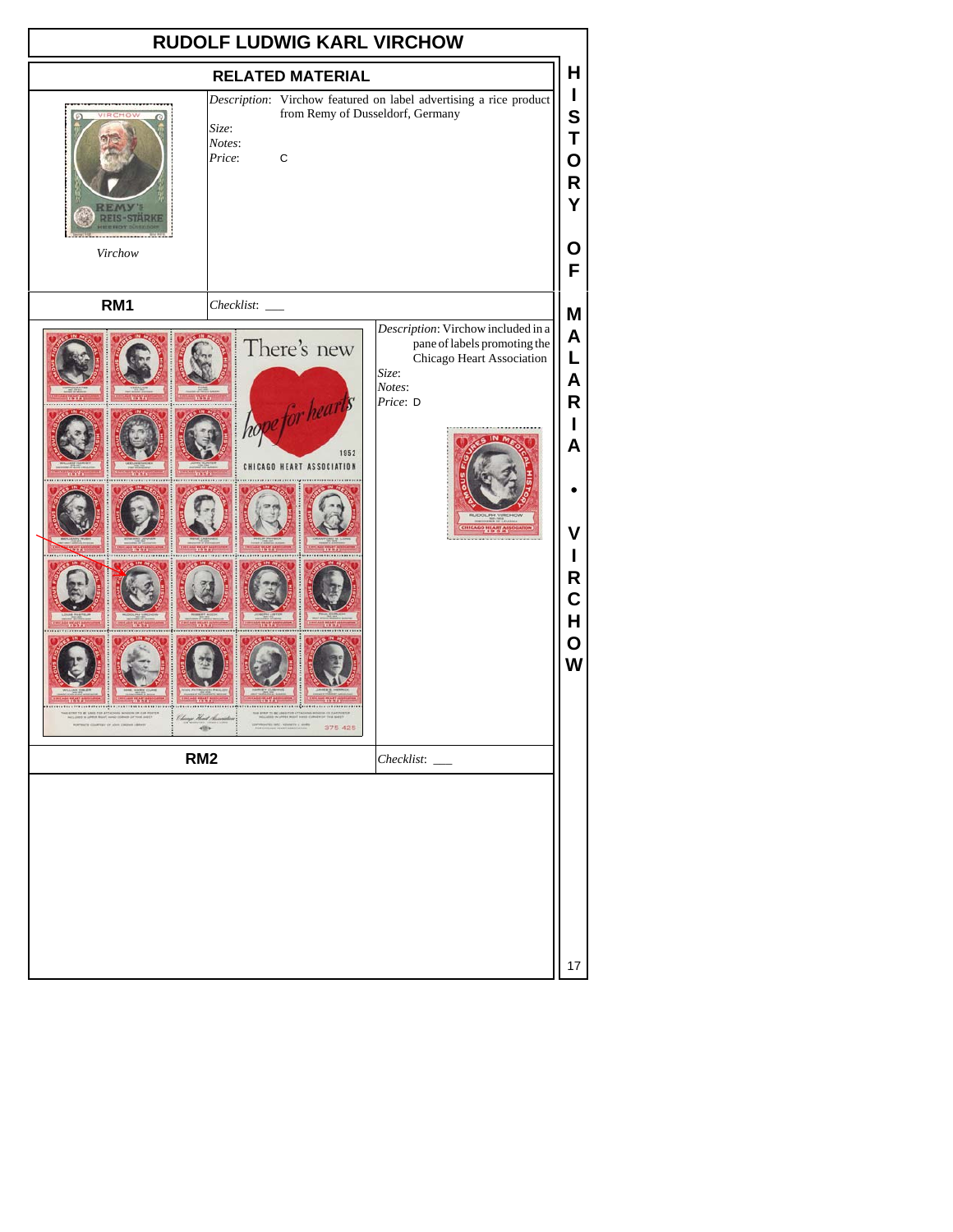# RUDOLF LUDWIG KARL VIRCHOW

## RELATED MATERIAL

Virchow

*Description*: Virchow featured on label advertising a rice product from Remy of Dusseldorf, Germany

*Size*:

*Notes*:

*Price*: C

**RM1** *Checklist*: ___

*Description*: Virchow included in a pane of labels promoting the Chicago Heart Association

*Size*:

*Notes*:

*Price*: D

**RM2** *Checklist*: ___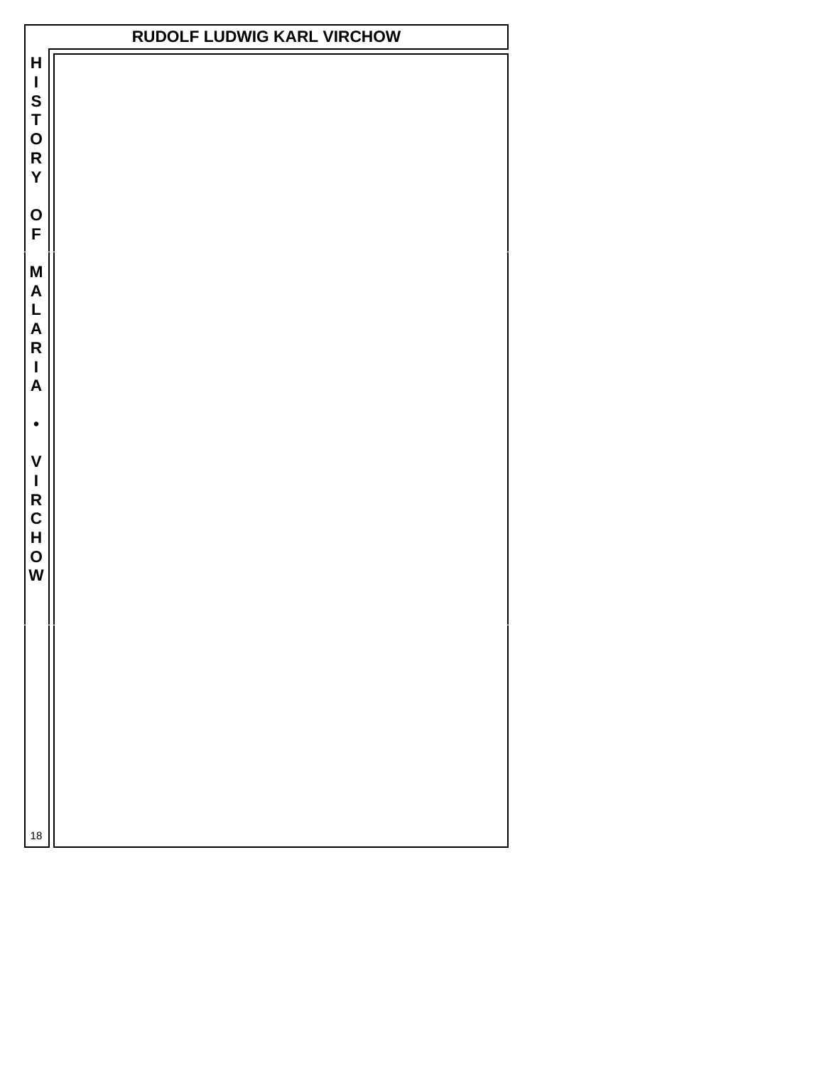# RUDOLF LUDWIG KARL VIRCHOW